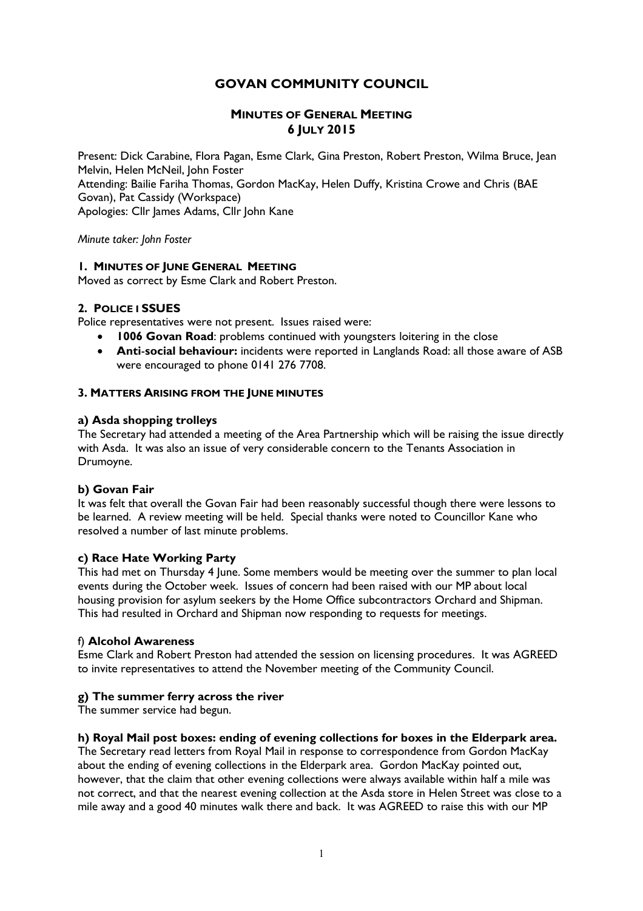# GOVAN COMMUNITY COUNCIL

## MINUTES OF GENERAL MEETING
## 6 JULY 2015

Present: Dick Carabine, Flora Pagan, Esme Clark, Gina Preston, Robert Preston, Wilma Bruce, Jean Melvin, Helen McNeil, John Foster
Attending: Bailie Fariha Thomas, Gordon MacKay, Helen Duffy, Kristina Crowe and Chris (BAE Govan), Pat Cassidy (Workspace)
Apologies: Cllr James Adams, Cllr John Kane

*Minute taker: John Foster*

### 1. MINUTES OF JUNE GENERAL MEETING

Moved as correct by Esme Clark and Robert Preston.

### 2. POLICE ISSUES

Police representatives were not present. Issues raised were:

- **1006 Govan Road**: problems continued with youngsters loitering in the close
- **Anti-social behaviour:** incidents were reported in Langlands Road: all those aware of ASB were encouraged to phone 0141 276 7708.

### 3. MATTERS ARISING FROM THE JUNE MINUTES

#### a) Asda shopping trolleys

The Secretary had attended a meeting of the Area Partnership which will be raising the issue directly with Asda. It was also an issue of very considerable concern to the Tenants Association in Drumoyne.

#### b) Govan Fair

It was felt that overall the Govan Fair had been reasonably successful though there were lessons to be learned. A review meeting will be held. Special thanks were noted to Councillor Kane who resolved a number of last minute problems.

#### c) Race Hate Working Party

This had met on Thursday 4 June. Some members would be meeting over the summer to plan local events during the October week. Issues of concern had been raised with our MP about local housing provision for asylum seekers by the Home Office subcontractors Orchard and Shipman. This had resulted in Orchard and Shipman now responding to requests for meetings.

#### f) Alcohol Awareness

Esme Clark and Robert Preston had attended the session on licensing procedures. It was AGREED to invite representatives to attend the November meeting of the Community Council.

#### g) The summer ferry across the river

The summer service had begun.

#### h) Royal Mail post boxes: ending of evening collections for boxes in the Elderpark area.

The Secretary read letters from Royal Mail in response to correspondence from Gordon MacKay about the ending of evening collections in the Elderpark area. Gordon MacKay pointed out, however, that the claim that other evening collections were always available within half a mile was not correct, and that the nearest evening collection at the Asda store in Helen Street was close to a mile away and a good 40 minutes walk there and back. It was AGREED to raise this with our MP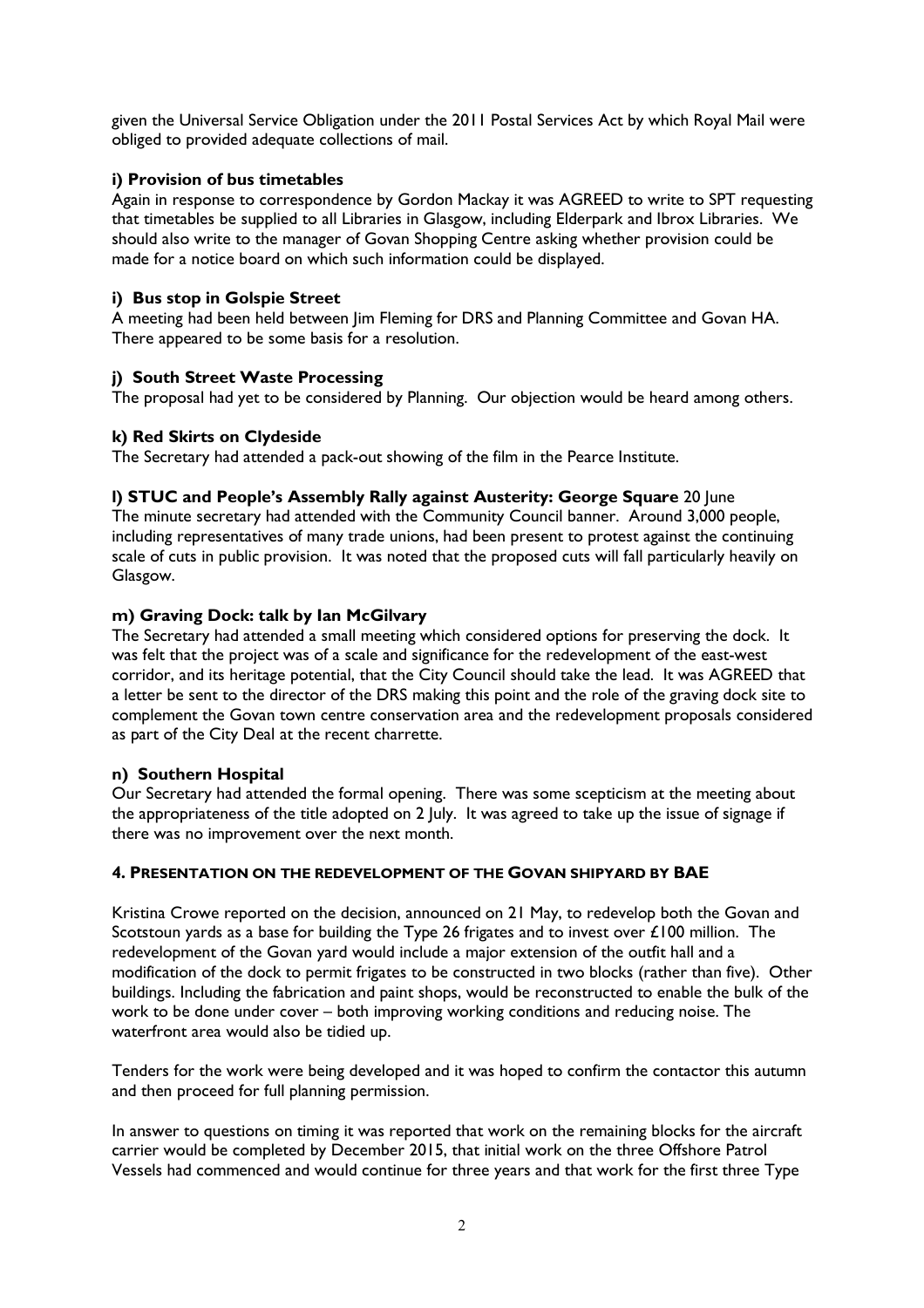given the Universal Service Obligation under the 2011 Postal Services Act by which Royal Mail were obliged to provided adequate collections of mail.

**i) Provision of bus timetables**

Again in response to correspondence by Gordon Mackay it was AGREED to write to SPT requesting that timetables be supplied to all Libraries in Glasgow, including Elderpark and Ibrox Libraries. We should also write to the manager of Govan Shopping Centre asking whether provision could be made for a notice board on which such information could be displayed.

**i) Bus stop in Golspie Street**

A meeting had been held between Jim Fleming for DRS and Planning Committee and Govan HA. There appeared to be some basis for a resolution.

**j) South Street Waste Processing**

The proposal had yet to be considered by Planning. Our objection would be heard among others.

**k) Red Skirts on Clydeside**

The Secretary had attended a pack-out showing of the film in the Pearce Institute.

**l) STUC and People's Assembly Rally against Austerity: George Square** 20 June

The minute secretary had attended with the Community Council banner. Around 3,000 people, including representatives of many trade unions, had been present to protest against the continuing scale of cuts in public provision. It was noted that the proposed cuts will fall particularly heavily on Glasgow.

**m) Graving Dock: talk by Ian McGilvary**

The Secretary had attended a small meeting which considered options for preserving the dock. It was felt that the project was of a scale and significance for the redevelopment of the east-west corridor, and its heritage potential, that the City Council should take the lead. It was AGREED that a letter be sent to the director of the DRS making this point and the role of the graving dock site to complement the Govan town centre conservation area and the redevelopment proposals considered as part of the City Deal at the recent charrette.

**n) Southern Hospital**

Our Secretary had attended the formal opening. There was some scepticism at the meeting about the appropriateness of the title adopted on 2 July. It was agreed to take up the issue of signage if there was no improvement over the next month.

**4. PRESENTATION ON THE REDEVELOPMENT OF THE GOVAN SHIPYARD BY BAE**

Kristina Crowe reported on the decision, announced on 21 May, to redevelop both the Govan and Scotstoun yards as a base for building the Type 26 frigates and to invest over £100 million. The redevelopment of the Govan yard would include a major extension of the outfit hall and a modification of the dock to permit frigates to be constructed in two blocks (rather than five). Other buildings. Including the fabrication and paint shops, would be reconstructed to enable the bulk of the work to be done under cover – both improving working conditions and reducing noise. The waterfront area would also be tidied up.

Tenders for the work were being developed and it was hoped to confirm the contactor this autumn and then proceed for full planning permission.

In answer to questions on timing it was reported that work on the remaining blocks for the aircraft carrier would be completed by December 2015, that initial work on the three Offshore Patrol Vessels had commenced and would continue for three years and that work for the first three Type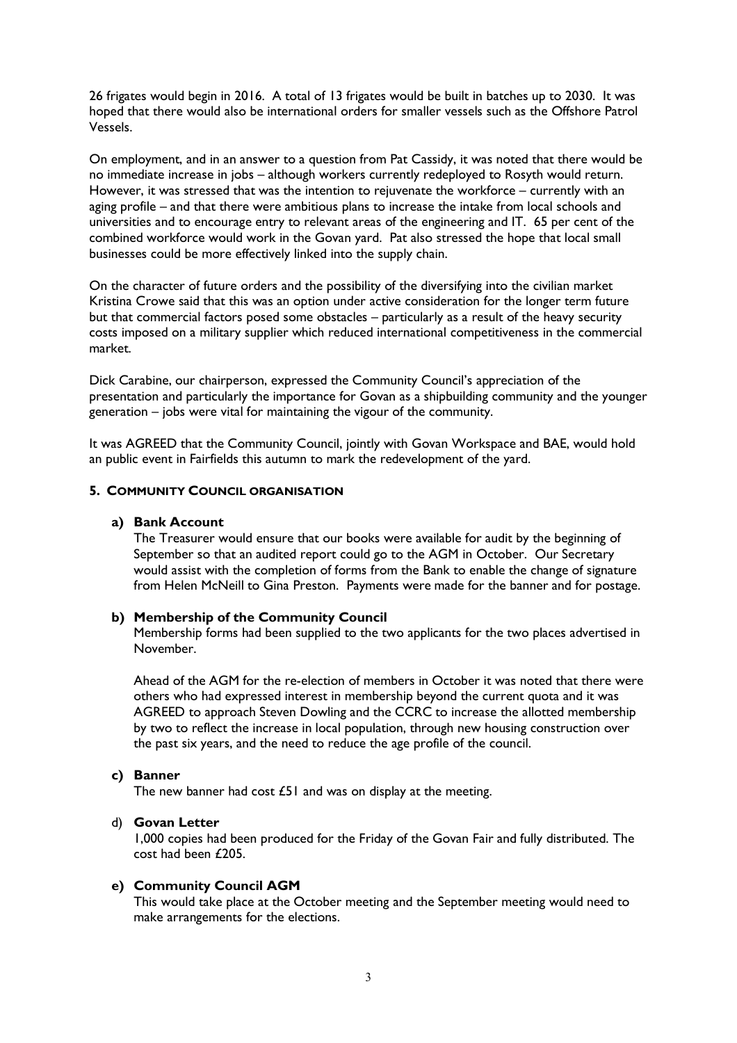26 frigates would begin in 2016. A total of 13 frigates would be built in batches up to 2030. It was hoped that there would also be international orders for smaller vessels such as the Offshore Patrol Vessels.

On employment, and in an answer to a question from Pat Cassidy, it was noted that there would be no immediate increase in jobs – although workers currently redeployed to Rosyth would return. However, it was stressed that was the intention to rejuvenate the workforce – currently with an aging profile – and that there were ambitious plans to increase the intake from local schools and universities and to encourage entry to relevant areas of the engineering and IT. 65 per cent of the combined workforce would work in the Govan yard. Pat also stressed the hope that local small businesses could be more effectively linked into the supply chain.

On the character of future orders and the possibility of the diversifying into the civilian market Kristina Crowe said that this was an option under active consideration for the longer term future but that commercial factors posed some obstacles – particularly as a result of the heavy security costs imposed on a military supplier which reduced international competitiveness in the commercial market.

Dick Carabine, our chairperson, expressed the Community Council's appreciation of the presentation and particularly the importance for Govan as a shipbuilding community and the younger generation – jobs were vital for maintaining the vigour of the community.

It was AGREED that the Community Council, jointly with Govan Workspace and BAE, would hold an public event in Fairfields this autumn to mark the redevelopment of the yard.

## 5. COMMUNITY COUNCIL ORGANISATION

**a) Bank Account**

The Treasurer would ensure that our books were available for audit by the beginning of September so that an audited report could go to the AGM in October. Our Secretary would assist with the completion of forms from the Bank to enable the change of signature from Helen McNeill to Gina Preston. Payments were made for the banner and for postage.

**b) Membership of the Community Council**

Membership forms had been supplied to the two applicants for the two places advertised in November.

Ahead of the AGM for the re-election of members in October it was noted that there were others who had expressed interest in membership beyond the current quota and it was AGREED to approach Steven Dowling and the CCRC to increase the allotted membership by two to reflect the increase in local population, through new housing construction over the past six years, and the need to reduce the age profile of the council.

**c) Banner**

The new banner had cost £51 and was on display at the meeting.

d) **Govan Letter**

1,000 copies had been produced for the Friday of the Govan Fair and fully distributed. The cost had been £205.

**e) Community Council AGM**

This would take place at the October meeting and the September meeting would need to make arrangements for the elections.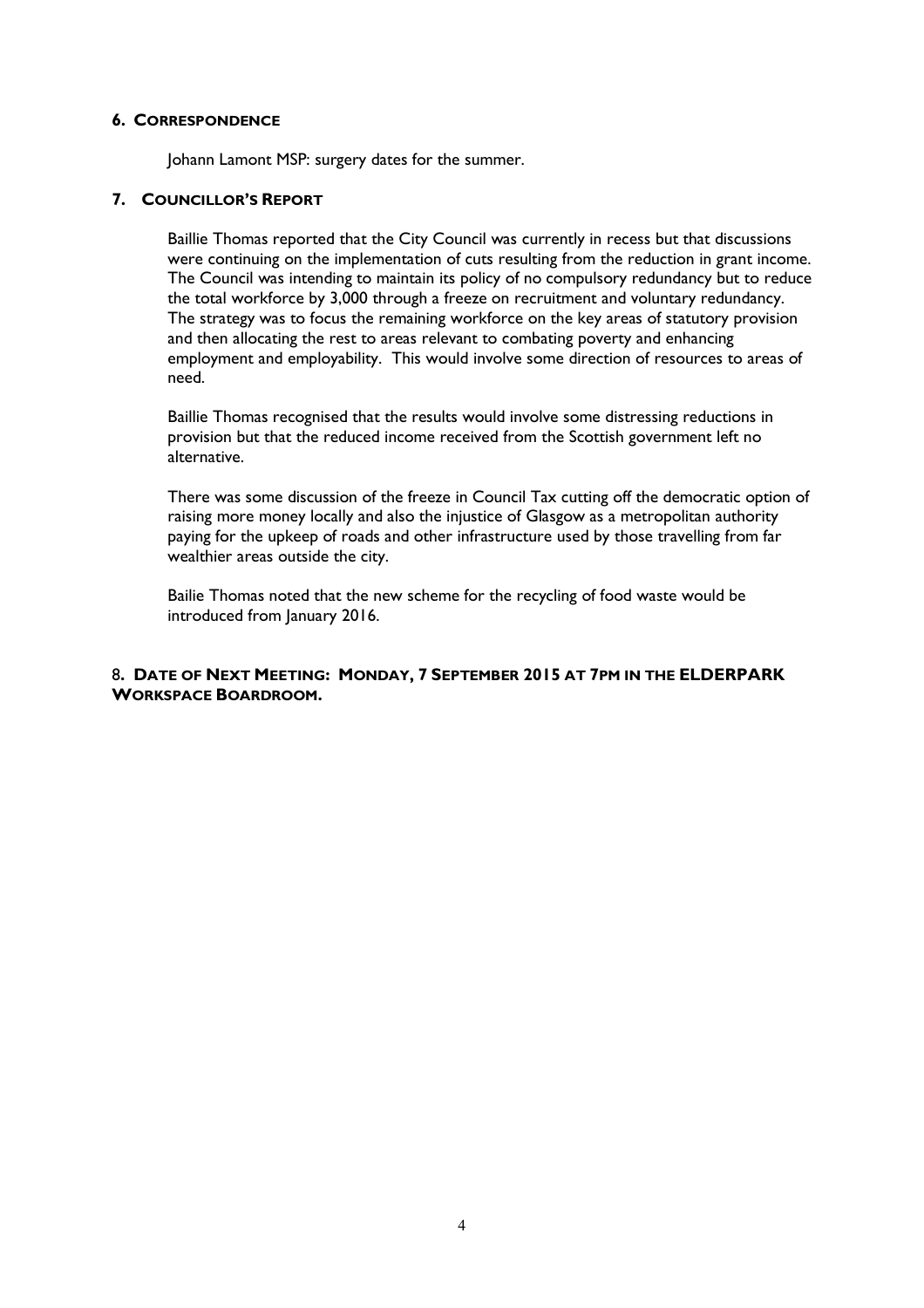## 6. CORRESPONDENCE

Johann Lamont MSP: surgery dates for the summer.

## 7. COUNCILLOR'S REPORT

Baillie Thomas reported that the City Council was currently in recess but that discussions were continuing on the implementation of cuts resulting from the reduction in grant income. The Council was intending to maintain its policy of no compulsory redundancy but to reduce the total workforce by 3,000 through a freeze on recruitment and voluntary redundancy. The strategy was to focus the remaining workforce on the key areas of statutory provision and then allocating the rest to areas relevant to combating poverty and enhancing employment and employability. This would involve some direction of resources to areas of need.

Baillie Thomas recognised that the results would involve some distressing reductions in provision but that the reduced income received from the Scottish government left no alternative.

There was some discussion of the freeze in Council Tax cutting off the democratic option of raising more money locally and also the injustice of Glasgow as a metropolitan authority paying for the upkeep of roads and other infrastructure used by those travelling from far wealthier areas outside the city.

Bailie Thomas noted that the new scheme for the recycling of food waste would be introduced from January 2016.

## 8. DATE OF NEXT MEETING: MONDAY, 7 SEPTEMBER 2015 AT 7PM IN THE ELDERPARK WORKSPACE BOARDROOM.